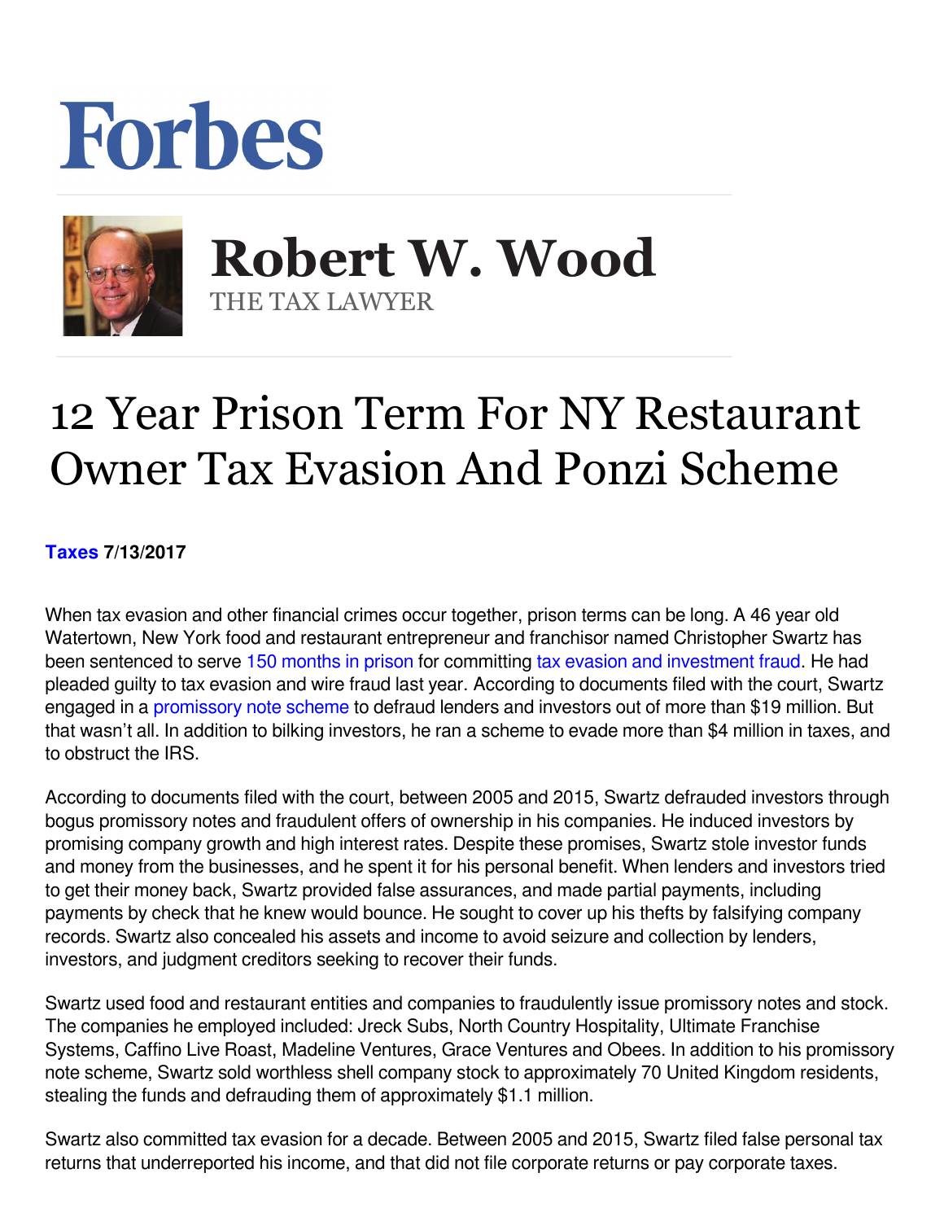# Forbes

## Robert W. Wood

THE TAX LAWYER

# 12 Year Prison Term For NY Restaurant Owner Tax Evasion And Ponzi Scheme

**Taxes 7/13/2017**

When tax evasion and other financial crimes occur together, prison terms can be long. A 46 year old Watertown, New York food and restaurant entrepreneur and franchisor named Christopher Swartz has been sentenced to serve 150 months in prison for committing tax evasion and investment fraud. He had pleaded guilty to tax evasion and wire fraud last year. According to documents filed with the court, Swartz engaged in a promissory note scheme to defraud lenders and investors out of more than $19 million. But that wasn't all. In addition to bilking investors, he ran a scheme to evade more than $4 million in taxes, and to obstruct the IRS.

According to documents filed with the court, between 2005 and 2015, Swartz defrauded investors through bogus promissory notes and fraudulent offers of ownership in his companies. He induced investors by promising company growth and high interest rates. Despite these promises, Swartz stole investor funds and money from the businesses, and he spent it for his personal benefit. When lenders and investors tried to get their money back, Swartz provided false assurances, and made partial payments, including payments by check that he knew would bounce. He sought to cover up his thefts by falsifying company records. Swartz also concealed his assets and income to avoid seizure and collection by lenders, investors, and judgment creditors seeking to recover their funds.

Swartz used food and restaurant entities and companies to fraudulently issue promissory notes and stock. The companies he employed included: Jreck Subs, North Country Hospitality, Ultimate Franchise Systems, Caffino Live Roast, Madeline Ventures, Grace Ventures and Obees. In addition to his promissory note scheme, Swartz sold worthless shell company stock to approximately 70 United Kingdom residents, stealing the funds and defrauding them of approximately $1.1 million.

Swartz also committed tax evasion for a decade. Between 2005 and 2015, Swartz filed false personal tax returns that underreported his income, and that did not file corporate returns or pay corporate taxes.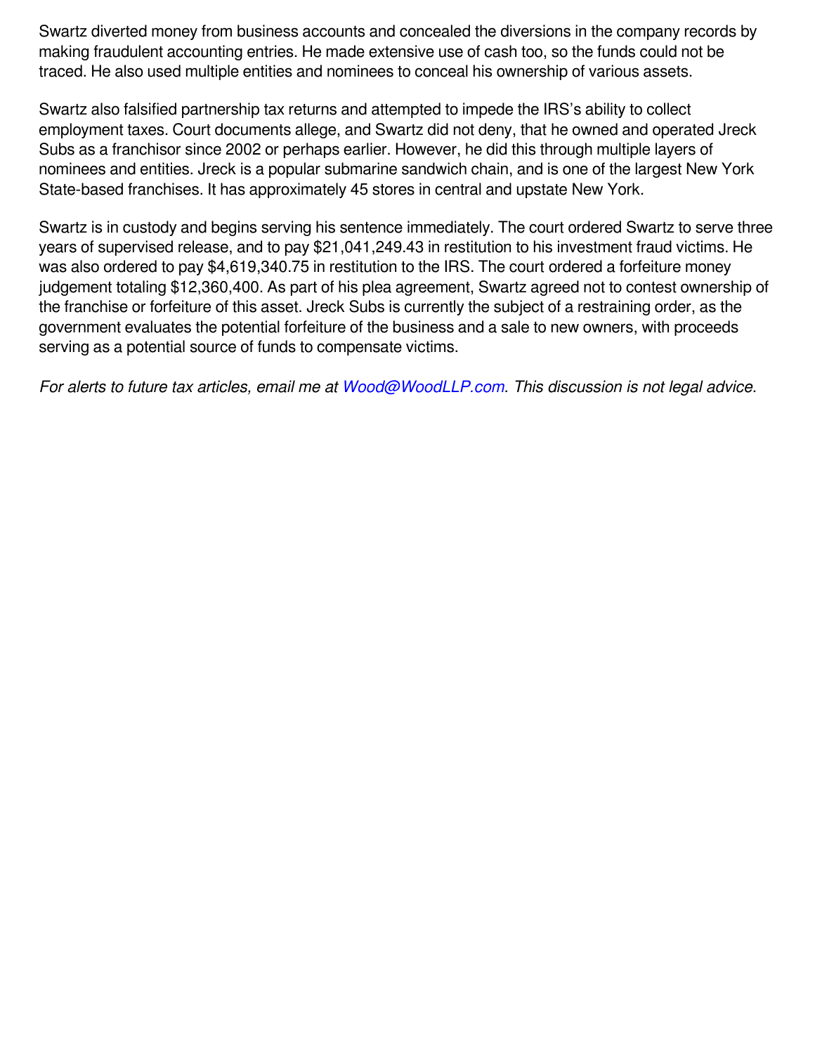Swartz diverted money from business accounts and concealed the diversions in the company records by making fraudulent accounting entries. He made extensive use of cash too, so the funds could not be traced. He also used multiple entities and nominees to conceal his ownership of various assets.

Swartz also falsified partnership tax returns and attempted to impede the IRS's ability to collect employment taxes. Court documents allege, and Swartz did not deny, that he owned and operated Jreck Subs as a franchisor since 2002 or perhaps earlier. However, he did this through multiple layers of nominees and entities. Jreck is a popular submarine sandwich chain, and is one of the largest New York State-based franchises. It has approximately 45 stores in central and upstate New York.

Swartz is in custody and begins serving his sentence immediately. The court ordered Swartz to serve three years of supervised release, and to pay $21,041,249.43 in restitution to his investment fraud victims. He was also ordered to pay $4,619,340.75 in restitution to the IRS. The court ordered a forfeiture money judgement totaling $12,360,400. As part of his plea agreement, Swartz agreed not to contest ownership of the franchise or forfeiture of this asset. Jreck Subs is currently the subject of a restraining order, as the government evaluates the potential forfeiture of the business and a sale to new owners, with proceeds serving as a potential source of funds to compensate victims.

*For alerts to future tax articles, email me at Wood@WoodLLP.com. This discussion is not legal advice.*